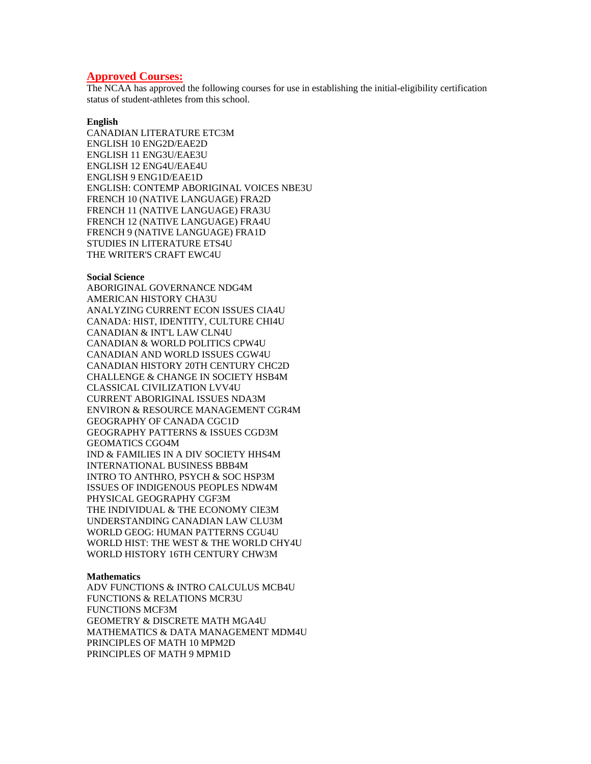## Approved Courses:

The NCAA has approved the following courses for use in establishing the initial-eligibility certification status of student-athletes from this school.

**English**

CANADIAN LITERATURE ETC3M
ENGLISH 10 ENG2D/EAE2D
ENGLISH 11 ENG3U/EAE3U
ENGLISH 12 ENG4U/EAE4U
ENGLISH 9 ENG1D/EAE1D
ENGLISH: CONTEMP ABORIGINAL VOICES NBE3U
FRENCH 10 (NATIVE LANGUAGE) FRA2D
FRENCH 11 (NATIVE LANGUAGE) FRA3U
FRENCH 12 (NATIVE LANGUAGE) FRA4U
FRENCH 9 (NATIVE LANGUAGE) FRA1D
STUDIES IN LITERATURE ETS4U
THE WRITER'S CRAFT EWC4U

**Social Science**

ABORIGINAL GOVERNANCE NDG4M
AMERICAN HISTORY CHA3U
ANALYZING CURRENT ECON ISSUES CIA4U
CANADA: HIST, IDENTITY, CULTURE CHI4U
CANADIAN & INT'L LAW CLN4U
CANADIAN & WORLD POLITICS CPW4U
CANADIAN AND WORLD ISSUES CGW4U
CANADIAN HISTORY 20TH CENTURY CHC2D
CHALLENGE & CHANGE IN SOCIETY HSB4M
CLASSICAL CIVILIZATION LVV4U
CURRENT ABORIGINAL ISSUES NDA3M
ENVIRON & RESOURCE MANAGEMENT CGR4M
GEOGRAPHY OF CANADA CGC1D
GEOGRAPHY PATTERNS & ISSUES CGD3M
GEOMATICS CGO4M
IND & FAMILIES IN A DIV SOCIETY HHS4M
INTERNATIONAL BUSINESS BBB4M
INTRO TO ANTHRO, PSYCH & SOC HSP3M
ISSUES OF INDIGENOUS PEOPLES NDW4M
PHYSICAL GEOGRAPHY CGF3M
THE INDIVIDUAL & THE ECONOMY CIE3M
UNDERSTANDING CANADIAN LAW CLU3M
WORLD GEOG: HUMAN PATTERNS CGU4U
WORLD HIST: THE WEST & THE WORLD CHY4U
WORLD HISTORY 16TH CENTURY CHW3M

**Mathematics**

ADV FUNCTIONS & INTRO CALCULUS MCB4U
FUNCTIONS & RELATIONS MCR3U
FUNCTIONS MCF3M
GEOMETRY & DISCRETE MATH MGA4U
MATHEMATICS & DATA MANAGEMENT MDM4U
PRINCIPLES OF MATH 10 MPM2D
PRINCIPLES OF MATH 9 MPM1D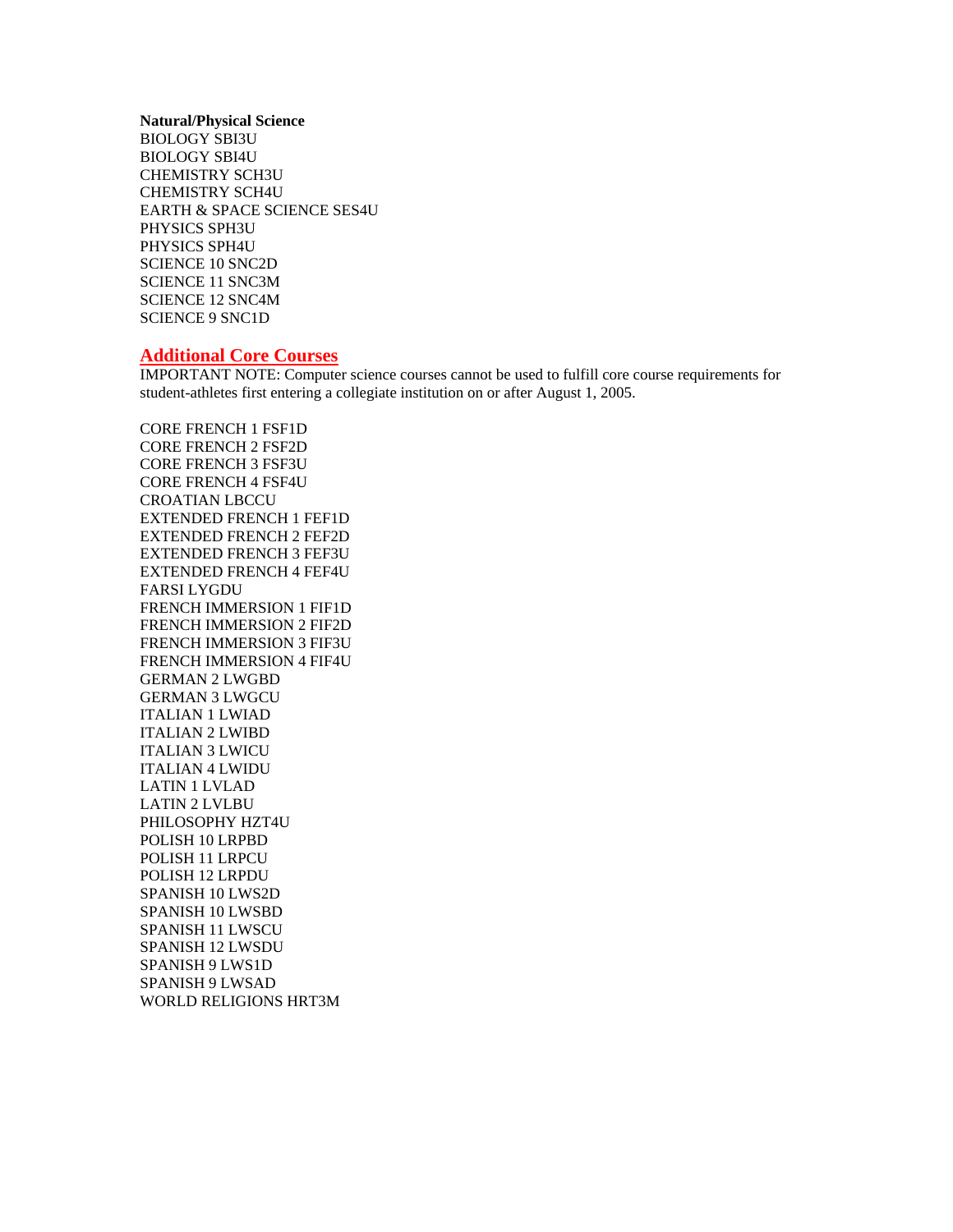**Natural/Physical Science**

BIOLOGY SBI3U
BIOLOGY SBI4U
CHEMISTRY SCH3U
CHEMISTRY SCH4U
EARTH & SPACE SCIENCE SES4U
PHYSICS SPH3U
PHYSICS SPH4U
SCIENCE 10 SNC2D
SCIENCE 11 SNC3M
SCIENCE 12 SNC4M
SCIENCE 9 SNC1D

## Additional Core Courses

IMPORTANT NOTE: Computer science courses cannot be used to fulfill core course requirements for student-athletes first entering a collegiate institution on or after August 1, 2005.

CORE FRENCH 1 FSF1D
CORE FRENCH 2 FSF2D
CORE FRENCH 3 FSF3U
CORE FRENCH 4 FSF4U
CROATIAN LBCCU
EXTENDED FRENCH 1 FEF1D
EXTENDED FRENCH 2 FEF2D
EXTENDED FRENCH 3 FEF3U
EXTENDED FRENCH 4 FEF4U
FARSI LYGDU
FRENCH IMMERSION 1 FIF1D
FRENCH IMMERSION 2 FIF2D
FRENCH IMMERSION 3 FIF3U
FRENCH IMMERSION 4 FIF4U
GERMAN 2 LWGBD
GERMAN 3 LWGCU
ITALIAN 1 LWIAD
ITALIAN 2 LWIBD
ITALIAN 3 LWICU
ITALIAN 4 LWIDU
LATIN 1 LVLAD
LATIN 2 LVLBU
PHILOSOPHY HZT4U
POLISH 10 LRPBD
POLISH 11 LRPCU
POLISH 12 LRPDU
SPANISH 10 LWS2D
SPANISH 10 LWSBD
SPANISH 11 LWSCU
SPANISH 12 LWSDU
SPANISH 9 LWS1D
SPANISH 9 LWSAD
WORLD RELIGIONS HRT3M